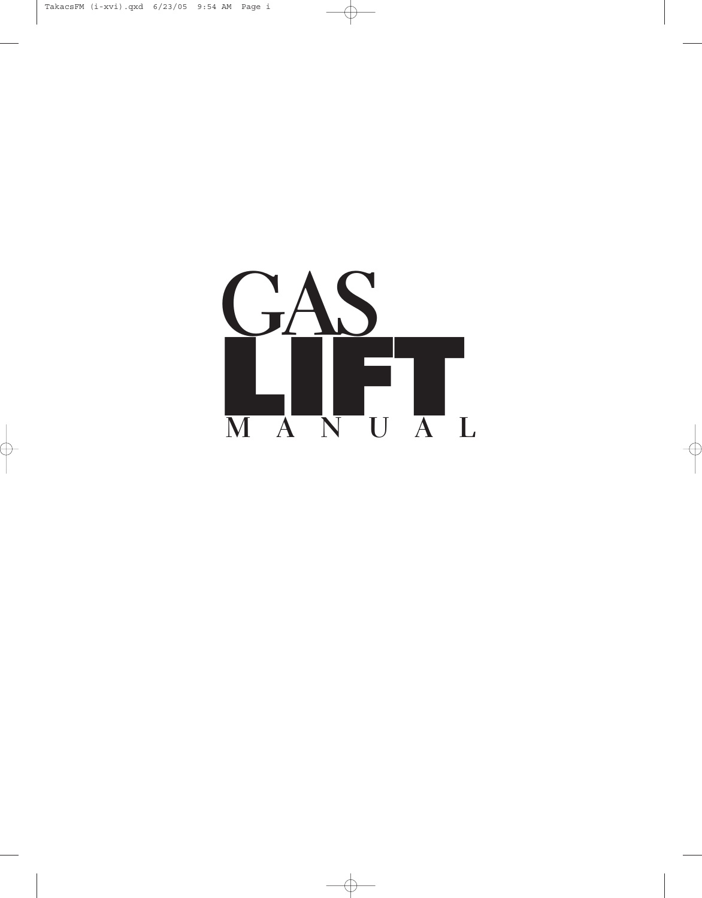# GAS LIFT MANUAL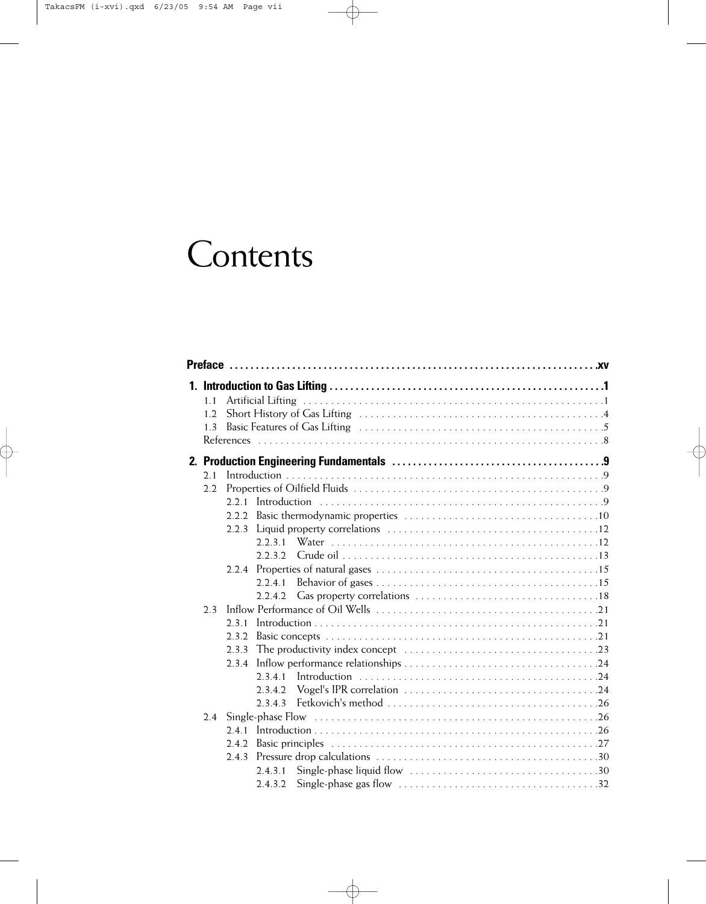# Contents

**Preface** . . . . . . . . . . xv

**1. Introduction to Gas Lifting** . . . . . . . . . . 1

1.1 Artificial Lifting . . . . . . . . . . 1
1.2 Short History of Gas Lifting . . . . . . . . . . 4
1.3 Basic Features of Gas Lifting . . . . . . . . . . 5
References . . . . . . . . . . 8

**2. Production Engineering Fundamentals** . . . . . . . . . . 9

2.1 Introduction . . . . . . . . . . 9
2.2 Properties of Oilfield Fluids . . . . . . . . . . 9
2.2.1 Introduction . . . . . . . . . . 9
2.2.2 Basic thermodynamic properties . . . . . . . . . . 10
2.2.3 Liquid property correlations . . . . . . . . . . 12
2.2.3.1 Water . . . . . . . . . . 12
2.2.3.2 Crude oil . . . . . . . . . . 13
2.2.4 Properties of natural gases . . . . . . . . . . 15
2.2.4.1 Behavior of gases . . . . . . . . . . 15
2.2.4.2 Gas property correlations . . . . . . . . . . 18
2.3 Inflow Performance of Oil Wells . . . . . . . . . . 21
2.3.1 Introduction . . . . . . . . . . 21
2.3.2 Basic concepts . . . . . . . . . . 21
2.3.3 The productivity index concept . . . . . . . . . . 23
2.3.4 Inflow performance relationships . . . . . . . . . . 24
2.3.4.1 Introduction . . . . . . . . . . 24
2.3.4.2 Vogel's IPR correlation . . . . . . . . . . 24
2.3.4.3 Fetkovich's method . . . . . . . . . . 26
2.4 Single-phase Flow . . . . . . . . . . 26
2.4.1 Introduction . . . . . . . . . . 26
2.4.2 Basic principles . . . . . . . . . . 27
2.4.3 Pressure drop calculations . . . . . . . . . . 30
2.4.3.1 Single-phase liquid flow . . . . . . . . . . 30
2.4.3.2 Single-phase gas flow . . . . . . . . . . 32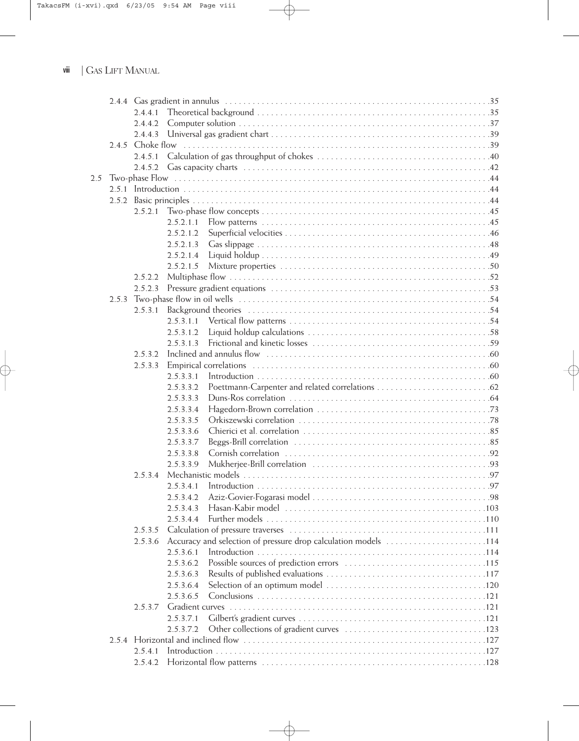2.4.4 Gas gradient in annulus . . . . . . . . . . . . . . . . . . . . . . . . . . . . . . . . . . . . . . . . . . . . . . . . . . . . . . . . . .35
2.4.4.1 Theoretical background . . . . . . . . . . . . . . . . . . . . . . . . . . . . . . . . . . . . . . . . . . . . . . . . . . .35
2.4.4.2 Computer solution . . . . . . . . . . . . . . . . . . . . . . . . . . . . . . . . . . . . . . . . . . . . . . . . . . . . . . .37
2.4.4.3 Universal gas gradient chart . . . . . . . . . . . . . . . . . . . . . . . . . . . . . . . . . . . . . . . . . . . . . . .39
2.4.5 Choke flow . . . . . . . . . . . . . . . . . . . . . . . . . . . . . . . . . . . . . . . . . . . . . . . . . . . . . . . . . . . . . . . . . .39
2.4.5.1 Calculation of gas throughput of chokes . . . . . . . . . . . . . . . . . . . . . . . . . . . . . . . . . . . . .40
2.4.5.2 Gas capacity charts . . . . . . . . . . . . . . . . . . . . . . . . . . . . . . . . . . . . . . . . . . . . . . . . . . . . . .42
2.5 Two-phase Flow . . . . . . . . . . . . . . . . . . . . . . . . . . . . . . . . . . . . . . . . . . . . . . . . . . . . . . . . . . . . . . . . . . .44
2.5.1 Introduction . . . . . . . . . . . . . . . . . . . . . . . . . . . . . . . . . . . . . . . . . . . . . . . . . . . . . . . . . . . . . . . . .44
2.5.2 Basic principles . . . . . . . . . . . . . . . . . . . . . . . . . . . . . . . . . . . . . . . . . . . . . . . . . . . . . . . . . . . . . .44
2.5.2.1 Two-phase flow concepts . . . . . . . . . . . . . . . . . . . . . . . . . . . . . . . . . . . . . . . . . . . . . . . . . .45
2.5.2.1.1 Flow patterns . . . . . . . . . . . . . . . . . . . . . . . . . . . . . . . . . . . . . . . . . . . . . . . . .45
2.5.2.1.2 Superficial velocities . . . . . . . . . . . . . . . . . . . . . . . . . . . . . . . . . . . . . . . . . . . .46
2.5.2.1.3 Gas slippage . . . . . . . . . . . . . . . . . . . . . . . . . . . . . . . . . . . . . . . . . . . . . . . . . .48
2.5.2.1.4 Liquid holdup . . . . . . . . . . . . . . . . . . . . . . . . . . . . . . . . . . . . . . . . . . . . . . . . . .49
2.5.2.1.5 Mixture properties . . . . . . . . . . . . . . . . . . . . . . . . . . . . . . . . . . . . . . . . . . . . .50
2.5.2.2 Multiphase flow . . . . . . . . . . . . . . . . . . . . . . . . . . . . . . . . . . . . . . . . . . . . . . . . . . . . . . . . .52
2.5.2.3 Pressure gradient equations . . . . . . . . . . . . . . . . . . . . . . . . . . . . . . . . . . . . . . . . . . . . . . . .53
2.5.3 Two-phase flow in oil wells . . . . . . . . . . . . . . . . . . . . . . . . . . . . . . . . . . . . . . . . . . . . . . . . . . . . .54
2.5.3.1 Background theories . . . . . . . . . . . . . . . . . . . . . . . . . . . . . . . . . . . . . . . . . . . . . . . . . . . . .54
2.5.3.1.1 Vertical flow patterns . . . . . . . . . . . . . . . . . . . . . . . . . . . . . . . . . . . . . . . . . . .54
2.5.3.1.2 Liquid holdup calculations . . . . . . . . . . . . . . . . . . . . . . . . . . . . . . . . . . . . . . .58
2.5.3.1.3 Frictional and kinetic losses . . . . . . . . . . . . . . . . . . . . . . . . . . . . . . . . . . . . . .59
2.5.3.2 Inclined and annulus flow . . . . . . . . . . . . . . . . . . . . . . . . . . . . . . . . . . . . . . . . . . . . . . . . .60
2.5.3.3 Empirical correlations . . . . . . . . . . . . . . . . . . . . . . . . . . . . . . . . . . . . . . . . . . . . . . . . . . . .60
2.5.3.3.1 Introduction . . . . . . . . . . . . . . . . . . . . . . . . . . . . . . . . . . . . . . . . . . . . . . . . . . .60
2.5.3.3.2 Poettmann-Carpenter and related correlations . . . . . . . . . . . . . . . . . . . . . . . . .62
2.5.3.3.3 Duns-Ros correlation . . . . . . . . . . . . . . . . . . . . . . . . . . . . . . . . . . . . . . . . . . .64
2.5.3.3.4 Hagedorn-Brown correlation . . . . . . . . . . . . . . . . . . . . . . . . . . . . . . . . . . . . .73
2.5.3.3.5 Orkiszewski correlation . . . . . . . . . . . . . . . . . . . . . . . . . . . . . . . . . . . . . . . . .78
2.5.3.3.6 Chierici et al. correlation . . . . . . . . . . . . . . . . . . . . . . . . . . . . . . . . . . . . . . . .85
2.5.3.3.7 Beggs-Brill correlation . . . . . . . . . . . . . . . . . . . . . . . . . . . . . . . . . . . . . . . . . .85
2.5.3.3.8 Cornish correlation . . . . . . . . . . . . . . . . . . . . . . . . . . . . . . . . . . . . . . . . . . . .92
2.5.3.3.9 Mukherjee-Brill correlation . . . . . . . . . . . . . . . . . . . . . . . . . . . . . . . . . . . . . .93
2.5.3.4 Mechanistic models . . . . . . . . . . . . . . . . . . . . . . . . . . . . . . . . . . . . . . . . . . . . . . . . . . . . . .97
2.5.3.4.1 Introduction . . . . . . . . . . . . . . . . . . . . . . . . . . . . . . . . . . . . . . . . . . . . . . . . . .97
2.5.3.4.2 Aziz-Govier-Fogarasi model . . . . . . . . . . . . . . . . . . . . . . . . . . . . . . . . . . . . . .98
2.5.3.4.3 Hasan-Kabir model . . . . . . . . . . . . . . . . . . . . . . . . . . . . . . . . . . . . . . . . . . .103
2.5.3.4.4 Further models . . . . . . . . . . . . . . . . . . . . . . . . . . . . . . . . . . . . . . . . . . . . . .110
2.5.3.5 Calculation of pressure traverses . . . . . . . . . . . . . . . . . . . . . . . . . . . . . . . . . . . . . . . . . .111
2.5.3.6 Accuracy and selection of pressure drop calculation models . . . . . . . . . . . . . . . . . . . . . .114
2.5.3.6.1 Introduction . . . . . . . . . . . . . . . . . . . . . . . . . . . . . . . . . . . . . . . . . . . . . . . . .114
2.5.3.6.2 Possible sources of prediction errors . . . . . . . . . . . . . . . . . . . . . . . . . . . . . . .115
2.5.3.6.3 Results of published evaluations . . . . . . . . . . . . . . . . . . . . . . . . . . . . . . . . . .117
2.5.3.6.4 Selection of an optimum model . . . . . . . . . . . . . . . . . . . . . . . . . . . . . . . . . .120
2.5.3.6.5 Conclusions . . . . . . . . . . . . . . . . . . . . . . . . . . . . . . . . . . . . . . . . . . . . . . . . .121
2.5.3.7 Gradient curves . . . . . . . . . . . . . . . . . . . . . . . . . . . . . . . . . . . . . . . . . . . . . . . . . . . . . . . .121
2.5.3.7.1 Gilbert's gradient curves . . . . . . . . . . . . . . . . . . . . . . . . . . . . . . . . . . . . . . . .121
2.5.3.7.2 Other collections of gradient curves . . . . . . . . . . . . . . . . . . . . . . . . . . . . . . .123
2.5.4 Horizontal and inclined flow . . . . . . . . . . . . . . . . . . . . . . . . . . . . . . . . . . . . . . . . . . . . . . . . . . .127
2.5.4.1 Introduction . . . . . . . . . . . . . . . . . . . . . . . . . . . . . . . . . . . . . . . . . . . . . . . . . . . . . . . . . .127
2.5.4.2 Horizontal flow patterns . . . . . . . . . . . . . . . . . . . . . . . . . . . . . . . . . . . . . . . . . . . . . . . . .128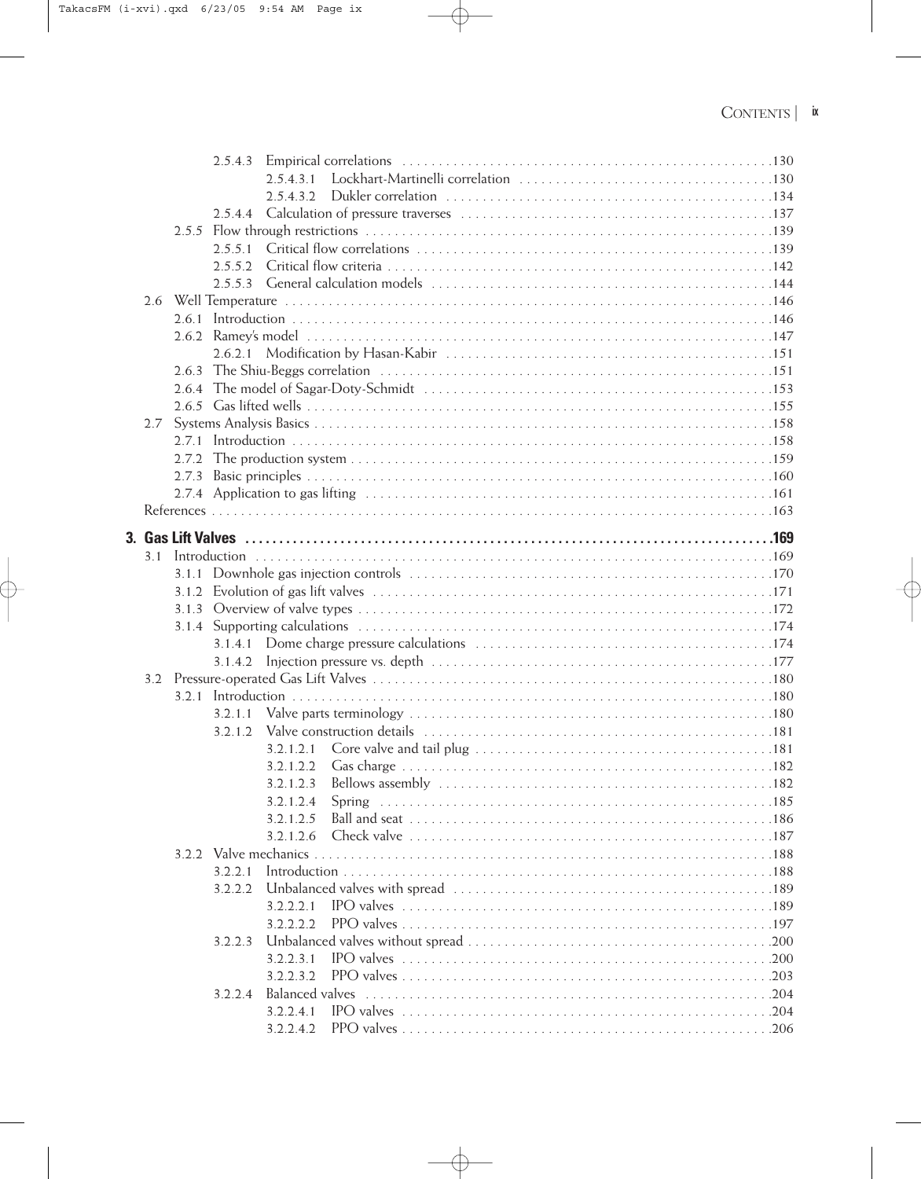2.5.4.3 Empirical correlations . . . . . . . . . . . . . . . . . . . . . . . . . . . . . . . . . . . . . . . . . . . . . . . . . . .130
2.5.4.3.1 Lockhart-Martinelli correlation . . . . . . . . . . . . . . . . . . . . . . . . . . . . . . . . . . .130
2.5.4.3.2 Dukler correlation . . . . . . . . . . . . . . . . . . . . . . . . . . . . . . . . . . . . . . . . . . . .134
2.5.4.4 Calculation of pressure traverses . . . . . . . . . . . . . . . . . . . . . . . . . . . . . . . . . . . . . . . . .137
2.5.5 Flow through restrictions . . . . . . . . . . . . . . . . . . . . . . . . . . . . . . . . . . . . . . . . . . . . . . . . . . . . .139
2.5.5.1 Critical flow correlations . . . . . . . . . . . . . . . . . . . . . . . . . . . . . . . . . . . . . . . . . . . . . . . .139
2.5.5.2 Critical flow criteria . . . . . . . . . . . . . . . . . . . . . . . . . . . . . . . . . . . . . . . . . . . . . . . . . . . .142
2.5.5.3 General calculation models . . . . . . . . . . . . . . . . . . . . . . . . . . . . . . . . . . . . . . . . . . . . . .144
2.6 Well Temperature . . . . . . . . . . . . . . . . . . . . . . . . . . . . . . . . . . . . . . . . . . . . . . . . . . . . . . . . . . . . . . . .146
2.6.1 Introduction . . . . . . . . . . . . . . . . . . . . . . . . . . . . . . . . . . . . . . . . . . . . . . . . . . . . . . . . . . . . . . . .146
2.6.2 Ramey's model . . . . . . . . . . . . . . . . . . . . . . . . . . . . . . . . . . . . . . . . . . . . . . . . . . . . . . . . . . . . .147
2.6.2.1 Modification by Hasan-Kabir . . . . . . . . . . . . . . . . . . . . . . . . . . . . . . . . . . . . . . . . . . . .151
2.6.3 The Shiu-Beggs correlation . . . . . . . . . . . . . . . . . . . . . . . . . . . . . . . . . . . . . . . . . . . . . . . . . . . . .151
2.6.4 The model of Sagar-Doty-Schmidt . . . . . . . . . . . . . . . . . . . . . . . . . . . . . . . . . . . . . . . . . . . . . .153
2.6.5 Gas lifted wells . . . . . . . . . . . . . . . . . . . . . . . . . . . . . . . . . . . . . . . . . . . . . . . . . . . . . . . . . . . . . .155
2.7 Systems Analysis Basics . . . . . . . . . . . . . . . . . . . . . . . . . . . . . . . . . . . . . . . . . . . . . . . . . . . . . . . . . . . .158
2.7.1 Introduction . . . . . . . . . . . . . . . . . . . . . . . . . . . . . . . . . . . . . . . . . . . . . . . . . . . . . . . . . . . . . . . .158
2.7.2 The production system . . . . . . . . . . . . . . . . . . . . . . . . . . . . . . . . . . . . . . . . . . . . . . . . . . . . . . . .159
2.7.3 Basic principles . . . . . . . . . . . . . . . . . . . . . . . . . . . . . . . . . . . . . . . . . . . . . . . . . . . . . . . . . . . . . .160
2.7.4 Application to gas lifting . . . . . . . . . . . . . . . . . . . . . . . . . . . . . . . . . . . . . . . . . . . . . . . . . . . . . .161
References . . . . . . . . . . . . . . . . . . . . . . . . . . . . . . . . . . . . . . . . . . . . . . . . . . . . . . . . . . . . . . . . . . . . . . . . .163

**3. Gas Lift Valves . . . . . . . . . . . . . . . . . . . . . . . . . . . . . . . . . . . . . . . . . . . . . . . . . . . . . . . . . . . . . . . . . . .169**
3.1 Introduction . . . . . . . . . . . . . . . . . . . . . . . . . . . . . . . . . . . . . . . . . . . . . . . . . . . . . . . . . . . . . . . . . . . . .169
3.1.1 Downhole gas injection controls . . . . . . . . . . . . . . . . . . . . . . . . . . . . . . . . . . . . . . . . . . . . . . . . .170
3.1.2 Evolution of gas lift valves . . . . . . . . . . . . . . . . . . . . . . . . . . . . . . . . . . . . . . . . . . . . . . . . . . . . . .171
3.1.3 Overview of valve types . . . . . . . . . . . . . . . . . . . . . . . . . . . . . . . . . . . . . . . . . . . . . . . . . . . . . . . .172
3.1.4 Supporting calculations . . . . . . . . . . . . . . . . . . . . . . . . . . . . . . . . . . . . . . . . . . . . . . . . . . . . . . . .174
3.1.4.1 Dome charge pressure calculations . . . . . . . . . . . . . . . . . . . . . . . . . . . . . . . . . . . . . . . .174
3.1.4.2 Injection pressure vs. depth . . . . . . . . . . . . . . . . . . . . . . . . . . . . . . . . . . . . . . . . . . . . . .177
3.2 Pressure-operated Gas Lift Valves . . . . . . . . . . . . . . . . . . . . . . . . . . . . . . . . . . . . . . . . . . . . . . . . . . . .180
3.2.1 Introduction . . . . . . . . . . . . . . . . . . . . . . . . . . . . . . . . . . . . . . . . . . . . . . . . . . . . . . . . . . . . . . . .180
3.2.1.1 Valve parts terminology . . . . . . . . . . . . . . . . . . . . . . . . . . . . . . . . . . . . . . . . . . . . . . . . .180
3.2.1.2 Valve construction details . . . . . . . . . . . . . . . . . . . . . . . . . . . . . . . . . . . . . . . . . . . . . . .181
3.2.1.2.1 Core valve and tail plug . . . . . . . . . . . . . . . . . . . . . . . . . . . . . . . . . . . . . . . . .181
3.2.1.2.2 Gas charge . . . . . . . . . . . . . . . . . . . . . . . . . . . . . . . . . . . . . . . . . . . . . . . . . . . .182
3.2.1.2.3 Bellows assembly . . . . . . . . . . . . . . . . . . . . . . . . . . . . . . . . . . . . . . . . . . . . . .182
3.2.1.2.4 Spring . . . . . . . . . . . . . . . . . . . . . . . . . . . . . . . . . . . . . . . . . . . . . . . . . . . . . . .185
3.2.1.2.5 Ball and seat . . . . . . . . . . . . . . . . . . . . . . . . . . . . . . . . . . . . . . . . . . . . . . . . . .186
3.2.1.2.6 Check valve . . . . . . . . . . . . . . . . . . . . . . . . . . . . . . . . . . . . . . . . . . . . . . . . . . .187
3.2.2 Valve mechanics . . . . . . . . . . . . . . . . . . . . . . . . . . . . . . . . . . . . . . . . . . . . . . . . . . . . . . . . . . . . . .188
3.2.2.1 Introduction . . . . . . . . . . . . . . . . . . . . . . . . . . . . . . . . . . . . . . . . . . . . . . . . . . . . . . . . . .188
3.2.2.2 Unbalanced valves with spread . . . . . . . . . . . . . . . . . . . . . . . . . . . . . . . . . . . . . . . . . . . .189
3.2.2.2.1 IPO valves . . . . . . . . . . . . . . . . . . . . . . . . . . . . . . . . . . . . . . . . . . . . . . . . . . . .189
3.2.2.2.2 PPO valves . . . . . . . . . . . . . . . . . . . . . . . . . . . . . . . . . . . . . . . . . . . . . . . . . . . .197
3.2.2.3 Unbalanced valves without spread . . . . . . . . . . . . . . . . . . . . . . . . . . . . . . . . . . . . . . . . .200
3.2.2.3.1 IPO valves . . . . . . . . . . . . . . . . . . . . . . . . . . . . . . . . . . . . . . . . . . . . . . . . . . . .200
3.2.2.3.2 PPO valves . . . . . . . . . . . . . . . . . . . . . . . . . . . . . . . . . . . . . . . . . . . . . . . . . . . .203
3.2.2.4 Balanced valves . . . . . . . . . . . . . . . . . . . . . . . . . . . . . . . . . . . . . . . . . . . . . . . . . . . . . . .204
3.2.2.4.1 IPO valves . . . . . . . . . . . . . . . . . . . . . . . . . . . . . . . . . . . . . . . . . . . . . . . . . . . .204
3.2.2.4.2 PPO valves . . . . . . . . . . . . . . . . . . . . . . . . . . . . . . . . . . . . . . . . . . . . . . . . . . . .206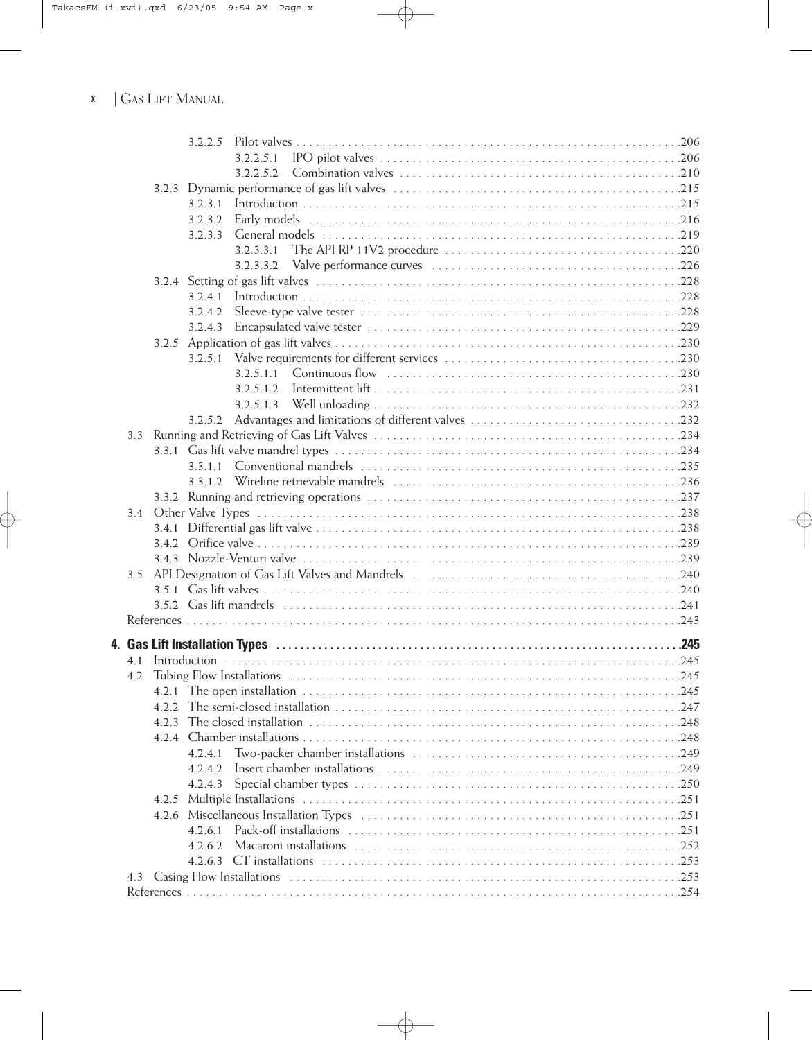3.2.2.5 Pilot valves . . . . . . . . . . 206
- 3.2.2.5.1 IPO pilot valves . . . . . . . . . . 206
- 3.2.2.5.2 Combination valves . . . . . . . . . . 210

3.2.3 Dynamic performance of gas lift valves . . . . . . . . . . 215
- 3.2.3.1 Introduction . . . . . . . . . . 215
- 3.2.3.2 Early models . . . . . . . . . . 216
- 3.2.3.3 General models . . . . . . . . . . 219
  - 3.2.3.3.1 The API RP 11V2 procedure . . . . . . . . . . 220
  - 3.2.3.3.2 Valve performance curves . . . . . . . . . . 226

3.2.4 Setting of gas lift valves . . . . . . . . . . 228
- 3.2.4.1 Introduction . . . . . . . . . . 228
- 3.2.4.2 Sleeve-type valve tester . . . . . . . . . . 228
- 3.2.4.3 Encapsulated valve tester . . . . . . . . . . 229

3.2.5 Application of gas lift valves . . . . . . . . . . 230
- 3.2.5.1 Valve requirements for different services . . . . . . . . . . 230
  - 3.2.5.1.1 Continuous flow . . . . . . . . . . 230
  - 3.2.5.1.2 Intermittent lift . . . . . . . . . . 231
  - 3.2.5.1.3 Well unloading . . . . . . . . . . 232
- 3.2.5.2 Advantages and limitations of different valves . . . . . . . . . . 232

3.3 Running and Retrieving of Gas Lift Valves . . . . . . . . . . 234
- 3.3.1 Gas lift valve mandrel types . . . . . . . . . . 234
  - 3.3.1.1 Conventional mandrels . . . . . . . . . . 235
  - 3.3.1.2 Wireline retrievable mandrels . . . . . . . . . . 236
- 3.3.2 Running and retrieving operations . . . . . . . . . . 237

3.4 Other Valve Types . . . . . . . . . . 238
- 3.4.1 Differential gas lift valve . . . . . . . . . . 238
- 3.4.2 Orifice valve . . . . . . . . . . 239
- 3.4.3 Nozzle-Venturi valve . . . . . . . . . . 239

3.5 API Designation of Gas Lift Valves and Mandrels . . . . . . . . . . 240
- 3.5.1 Gas lift valves . . . . . . . . . . 240
- 3.5.2 Gas lift mandrels . . . . . . . . . . 241

References . . . . . . . . . . 243

**4. Gas Lift Installation Types . . . . . . . . . . 245**

4.1 Introduction . . . . . . . . . . 245

4.2 Tubing Flow Installations . . . . . . . . . . 245
- 4.2.1 The open installation . . . . . . . . . . 245
- 4.2.2 The semi-closed installation . . . . . . . . . . 247
- 4.2.3 The closed installation . . . . . . . . . . 248
- 4.2.4 Chamber installations . . . . . . . . . . 248
  - 4.2.4.1 Two-packer chamber installations . . . . . . . . . . 249
  - 4.2.4.2 Insert chamber installations . . . . . . . . . . 249
  - 4.2.4.3 Special chamber types . . . . . . . . . . 250
- 4.2.5 Multiple Installations . . . . . . . . . . 251
- 4.2.6 Miscellaneous Installation Types . . . . . . . . . . 251
  - 4.2.6.1 Pack-off installations . . . . . . . . . . 251
  - 4.2.6.2 Macaroni installations . . . . . . . . . . 252
  - 4.2.6.3 CT installations . . . . . . . . . . 253

4.3 Casing Flow Installations . . . . . . . . . . 253

References . . . . . . . . . . 254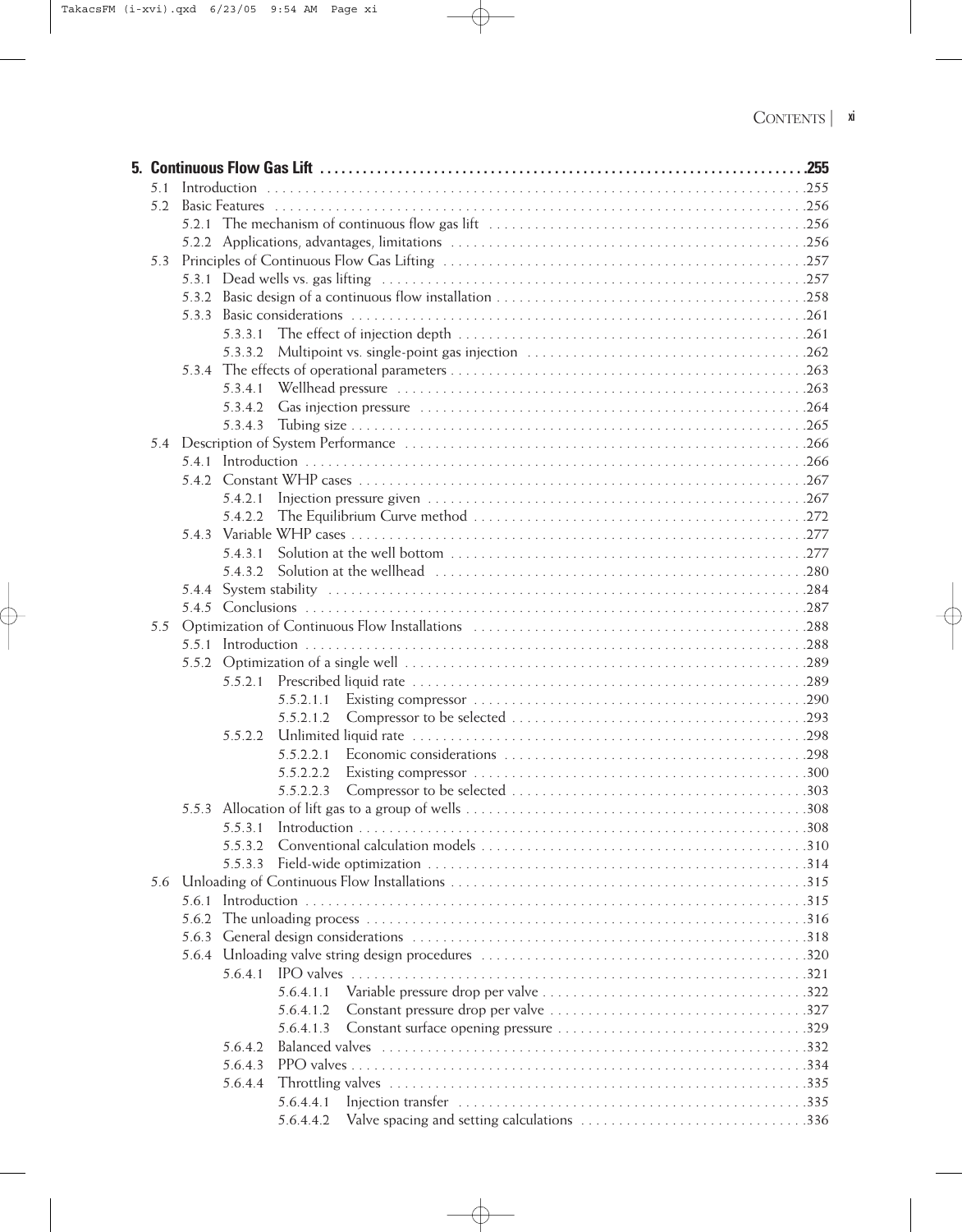**5. Continuous Flow Gas Lift .................................................................255**

5.1 Introduction .......................................................................255

5.2 Basic Features .......................................................................256

5.2.1 The mechanism of continuous flow gas lift .......................................................................256

5.2.2 Applications, advantages, limitations .......................................................................256

5.3 Principles of Continuous Flow Gas Lifting .......................................................................257

5.3.1 Dead wells vs. gas lifting .......................................................................257

5.3.2 Basic design of a continuous flow installation .......................................................................258

5.3.3 Basic considerations .......................................................................261

5.3.3.1 The effect of injection depth .......................................................................261

5.3.3.2 Multipoint vs. single-point gas injection .......................................................................262

5.3.4 The effects of operational parameters .......................................................................263

5.3.4.1 Wellhead pressure .......................................................................263

5.3.4.2 Gas injection pressure .......................................................................264

5.3.4.3 Tubing size .......................................................................265

5.4 Description of System Performance .......................................................................266

5.4.1 Introduction .......................................................................266

5.4.2 Constant WHP cases .......................................................................267

5.4.2.1 Injection pressure given .......................................................................267

5.4.2.2 The Equilibrium Curve method .......................................................................272

5.4.3 Variable WHP cases .......................................................................277

5.4.3.1 Solution at the well bottom .......................................................................277

5.4.3.2 Solution at the wellhead .......................................................................280

5.4.4 System stability .......................................................................284

5.4.5 Conclusions .......................................................................287

5.5 Optimization of Continuous Flow Installations .......................................................................288

5.5.1 Introduction .......................................................................288

5.5.2 Optimization of a single well .......................................................................289

5.5.2.1 Prescribed liquid rate .......................................................................289

5.5.2.1.1 Existing compressor .......................................................................290

5.5.2.1.2 Compressor to be selected .......................................................................293

5.5.2.2 Unlimited liquid rate .......................................................................298

5.5.2.2.1 Economic considerations .......................................................................298

5.5.2.2.2 Existing compressor .......................................................................300

5.5.2.2.3 Compressor to be selected .......................................................................303

5.5.3 Allocation of lift gas to a group of wells .......................................................................308

5.5.3.1 Introduction .......................................................................308

5.5.3.2 Conventional calculation models .......................................................................310

5.5.3.3 Field-wide optimization .......................................................................314

5.6 Unloading of Continuous Flow Installations .......................................................................315

5.6.1 Introduction .......................................................................315

5.6.2 The unloading process .......................................................................316

5.6.3 General design considerations .......................................................................318

5.6.4 Unloading valve string design procedures .......................................................................320

5.6.4.1 IPO valves .......................................................................321

5.6.4.1.1 Variable pressure drop per valve .......................................................................322

5.6.4.1.2 Constant pressure drop per valve .......................................................................327

5.6.4.1.3 Constant surface opening pressure .......................................................................329

5.6.4.2 Balanced valves .......................................................................332

5.6.4.3 PPO valves .......................................................................334

5.6.4.4 Throttling valves .......................................................................335

5.6.4.4.1 Injection transfer .......................................................................335

5.6.4.4.2 Valve spacing and setting calculations .......................................................................336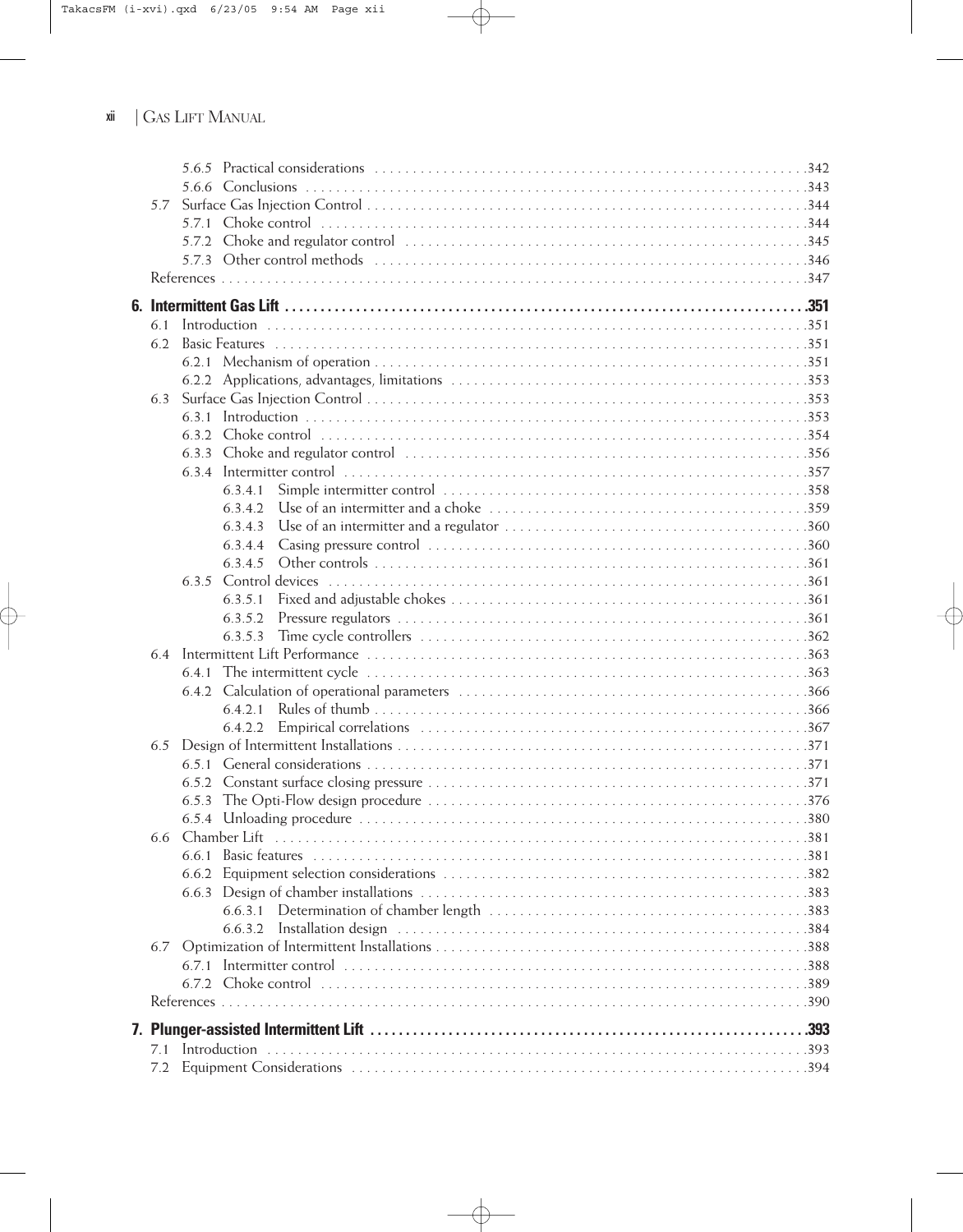5.6.5 Practical considerations .....342
5.6.6 Conclusions .....343
5.7 Surface Gas Injection Control .....344
5.7.1 Choke control .....344
5.7.2 Choke and regulator control .....345
5.7.3 Other control methods .....346
References .....347

**6. Intermittent Gas Lift .....351**
6.1 Introduction .....351
6.2 Basic Features .....351
6.2.1 Mechanism of operation .....351
6.2.2 Applications, advantages, limitations .....353
6.3 Surface Gas Injection Control .....353
6.3.1 Introduction .....353
6.3.2 Choke control .....354
6.3.3 Choke and regulator control .....356
6.3.4 Intermitter control .....357
6.3.4.1 Simple intermitter control .....358
6.3.4.2 Use of an intermitter and a choke .....359
6.3.4.3 Use of an intermitter and a regulator .....360
6.3.4.4 Casing pressure control .....360
6.3.4.5 Other controls .....361
6.3.5 Control devices .....361
6.3.5.1 Fixed and adjustable chokes .....361
6.3.5.2 Pressure regulators .....361
6.3.5.3 Time cycle controllers .....362
6.4 Intermittent Lift Performance .....363
6.4.1 The intermittent cycle .....363
6.4.2 Calculation of operational parameters .....366
6.4.2.1 Rules of thumb .....366
6.4.2.2 Empirical correlations .....367
6.5 Design of Intermittent Installations .....371
6.5.1 General considerations .....371
6.5.2 Constant surface closing pressure .....371
6.5.3 The Opti-Flow design procedure .....376
6.5.4 Unloading procedure .....380
6.6 Chamber Lift .....381
6.6.1 Basic features .....381
6.6.2 Equipment selection considerations .....382
6.6.3 Design of chamber installations .....383
6.6.3.1 Determination of chamber length .....383
6.6.3.2 Installation design .....384
6.7 Optimization of Intermittent Installations .....388
6.7.1 Intermitter control .....388
6.7.2 Choke control .....389
References .....390

**7. Plunger-assisted Intermittent Lift .....393**
7.1 Introduction .....393
7.2 Equipment Considerations .....394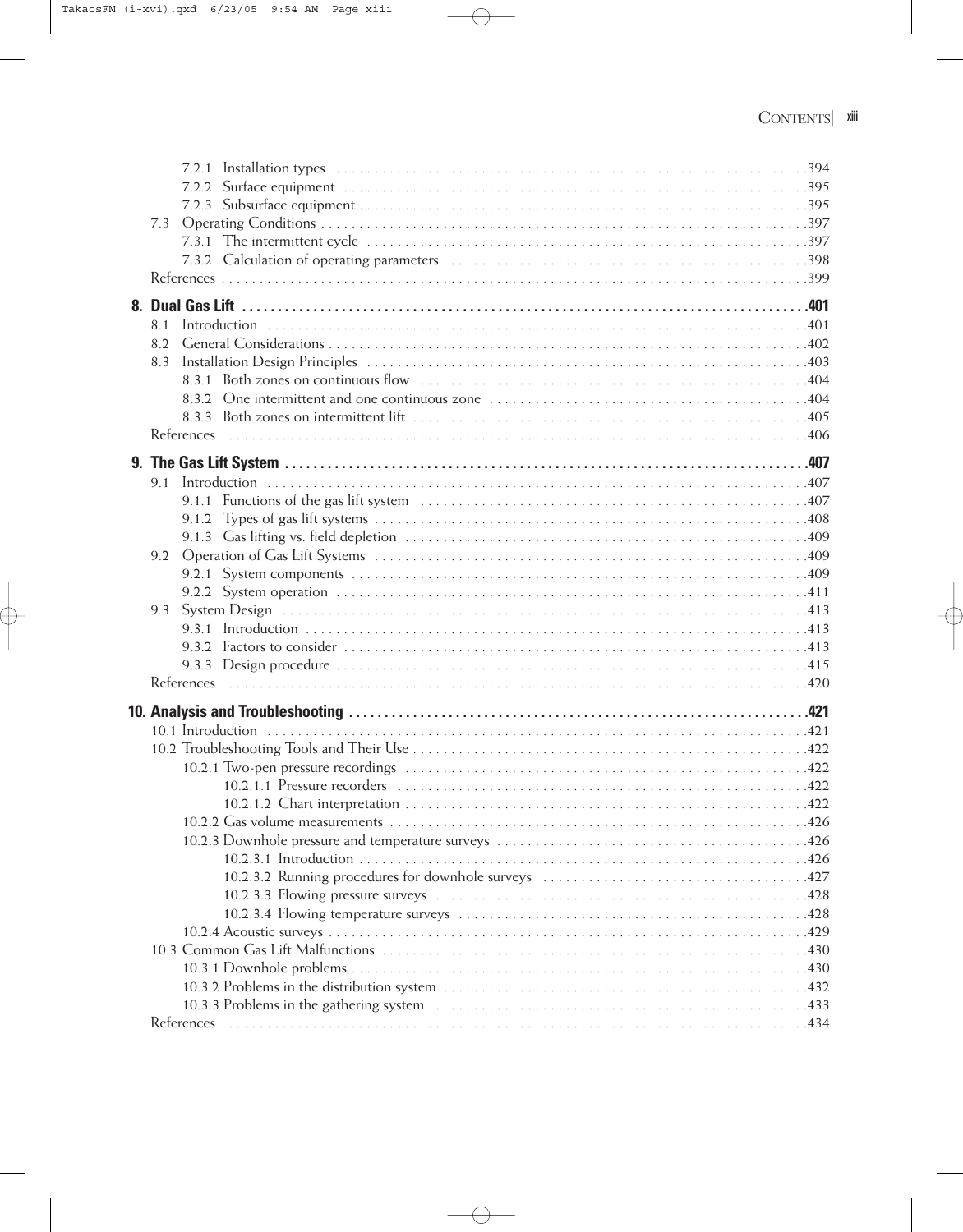7.2.1 Installation types . . . . . . . . . . . . . . . . . . . . . . . . . . . . . . . . . . . . . . . . . . . . . . . . . . . . . . . . . . . . .394
7.2.2 Surface equipment . . . . . . . . . . . . . . . . . . . . . . . . . . . . . . . . . . . . . . . . . . . . . . . . . . . . . . . . . . . .395
7.2.3 Subsurface equipment . . . . . . . . . . . . . . . . . . . . . . . . . . . . . . . . . . . . . . . . . . . . . . . . . . . . . . . . . .395
7.3 Operating Conditions . . . . . . . . . . . . . . . . . . . . . . . . . . . . . . . . . . . . . . . . . . . . . . . . . . . . . . . . . . . . . . .397
7.3.1 The intermittent cycle . . . . . . . . . . . . . . . . . . . . . . . . . . . . . . . . . . . . . . . . . . . . . . . . . . . . . . . . . .397
7.3.2 Calculation of operating parameters . . . . . . . . . . . . . . . . . . . . . . . . . . . . . . . . . . . . . . . . . . . . . . .398
References . . . . . . . . . . . . . . . . . . . . . . . . . . . . . . . . . . . . . . . . . . . . . . . . . . . . . . . . . . . . . . . . . . . . . . . . . . .399

**8. Dual Gas Lift . . . . . . . . . . . . . . . . . . . . . . . . . . . . . . . . . . . . . . . . . . . . . . . . . . . . . . . . . . . . . . . . . . . . . . . . . . . .401**
8.1 Introduction . . . . . . . . . . . . . . . . . . . . . . . . . . . . . . . . . . . . . . . . . . . . . . . . . . . . . . . . . . . . . . . . . . . . . . . .401
8.2 General Considerations . . . . . . . . . . . . . . . . . . . . . . . . . . . . . . . . . . . . . . . . . . . . . . . . . . . . . . . . . . . . . .402
8.3 Installation Design Principles . . . . . . . . . . . . . . . . . . . . . . . . . . . . . . . . . . . . . . . . . . . . . . . . . . . . . . . .403
8.3.1 Both zones on continuous flow . . . . . . . . . . . . . . . . . . . . . . . . . . . . . . . . . . . . . . . . . . . . . . . . . . .404
8.3.2 One intermittent and one continuous zone . . . . . . . . . . . . . . . . . . . . . . . . . . . . . . . . . . . . . . . . . .404
8.3.3 Both zones on intermittent lift . . . . . . . . . . . . . . . . . . . . . . . . . . . . . . . . . . . . . . . . . . . . . . . . . . . .405
References . . . . . . . . . . . . . . . . . . . . . . . . . . . . . . . . . . . . . . . . . . . . . . . . . . . . . . . . . . . . . . . . . . . . . . . . . . .406

**9. The Gas Lift System . . . . . . . . . . . . . . . . . . . . . . . . . . . . . . . . . . . . . . . . . . . . . . . . . . . . . . . . . . . . . . . . . . . . . .407**
9.1 Introduction . . . . . . . . . . . . . . . . . . . . . . . . . . . . . . . . . . . . . . . . . . . . . . . . . . . . . . . . . . . . . . . . . . . . . . . .407
9.1.1 Functions of the gas lift system . . . . . . . . . . . . . . . . . . . . . . . . . . . . . . . . . . . . . . . . . . . . . . . . . . .407
9.1.2 Types of gas lift systems . . . . . . . . . . . . . . . . . . . . . . . . . . . . . . . . . . . . . . . . . . . . . . . . . . . . . . . . .408
9.1.3 Gas lifting vs. field depletion . . . . . . . . . . . . . . . . . . . . . . . . . . . . . . . . . . . . . . . . . . . . . . . . . . . . .409
9.2 Operation of Gas Lift Systems . . . . . . . . . . . . . . . . . . . . . . . . . . . . . . . . . . . . . . . . . . . . . . . . . . . . . . . .409
9.2.1 System components . . . . . . . . . . . . . . . . . . . . . . . . . . . . . . . . . . . . . . . . . . . . . . . . . . . . . . . . . . . .409
9.2.2 System operation . . . . . . . . . . . . . . . . . . . . . . . . . . . . . . . . . . . . . . . . . . . . . . . . . . . . . . . . . . . . . .411
9.3 System Design . . . . . . . . . . . . . . . . . . . . . . . . . . . . . . . . . . . . . . . . . . . . . . . . . . . . . . . . . . . . . . . . . . . . . .413
9.3.1 Introduction . . . . . . . . . . . . . . . . . . . . . . . . . . . . . . . . . . . . . . . . . . . . . . . . . . . . . . . . . . . . . . . . . .413
9.3.2 Factors to consider . . . . . . . . . . . . . . . . . . . . . . . . . . . . . . . . . . . . . . . . . . . . . . . . . . . . . . . . . . . . .413
9.3.3 Design procedure . . . . . . . . . . . . . . . . . . . . . . . . . . . . . . . . . . . . . . . . . . . . . . . . . . . . . . . . . . . . . .415
References . . . . . . . . . . . . . . . . . . . . . . . . . . . . . . . . . . . . . . . . . . . . . . . . . . . . . . . . . . . . . . . . . . . . . . . . . . .420

**10. Analysis and Troubleshooting . . . . . . . . . . . . . . . . . . . . . . . . . . . . . . . . . . . . . . . . . . . . . . . . . . . . . . . . . . . . .421**
10.1 Introduction . . . . . . . . . . . . . . . . . . . . . . . . . . . . . . . . . . . . . . . . . . . . . . . . . . . . . . . . . . . . . . . . . . . . . . .421
10.2 Troubleshooting Tools and Their Use . . . . . . . . . . . . . . . . . . . . . . . . . . . . . . . . . . . . . . . . . . . . . . . . . .422
10.2.1 Two-pen pressure recordings . . . . . . . . . . . . . . . . . . . . . . . . . . . . . . . . . . . . . . . . . . . . . . . . . . . .422
10.2.1.1 Pressure recorders . . . . . . . . . . . . . . . . . . . . . . . . . . . . . . . . . . . . . . . . . . . . . . . . . . . . . . . .422
10.2.1.2 Chart interpretation . . . . . . . . . . . . . . . . . . . . . . . . . . . . . . . . . . . . . . . . . . . . . . . . . . . . . .422
10.2.2 Gas volume measurements . . . . . . . . . . . . . . . . . . . . . . . . . . . . . . . . . . . . . . . . . . . . . . . . . . . . . .426
10.2.3 Downhole pressure and temperature surveys . . . . . . . . . . . . . . . . . . . . . . . . . . . . . . . . . . . . . . . .426
10.2.3.1 Introduction . . . . . . . . . . . . . . . . . . . . . . . . . . . . . . . . . . . . . . . . . . . . . . . . . . . . . . . . . . . . .426
10.2.3.2 Running procedures for downhole surveys . . . . . . . . . . . . . . . . . . . . . . . . . . . . . . . . . . . . .427
10.2.3.3 Flowing pressure surveys . . . . . . . . . . . . . . . . . . . . . . . . . . . . . . . . . . . . . . . . . . . . . . . . . . .428
10.2.3.4 Flowing temperature surveys . . . . . . . . . . . . . . . . . . . . . . . . . . . . . . . . . . . . . . . . . . . . . . .428
10.2.4 Acoustic surveys . . . . . . . . . . . . . . . . . . . . . . . . . . . . . . . . . . . . . . . . . . . . . . . . . . . . . . . . . . . . . .429
10.3 Common Gas Lift Malfunctions . . . . . . . . . . . . . . . . . . . . . . . . . . . . . . . . . . . . . . . . . . . . . . . . . . . . . . .430
10.3.1 Downhole problems . . . . . . . . . . . . . . . . . . . . . . . . . . . . . . . . . . . . . . . . . . . . . . . . . . . . . . . . . . .430
10.3.2 Problems in the distribution system . . . . . . . . . . . . . . . . . . . . . . . . . . . . . . . . . . . . . . . . . . . . . . .432
10.3.3 Problems in the gathering system . . . . . . . . . . . . . . . . . . . . . . . . . . . . . . . . . . . . . . . . . . . . . . . . .433
References . . . . . . . . . . . . . . . . . . . . . . . . . . . . . . . . . . . . . . . . . . . . . . . . . . . . . . . . . . . . . . . . . . . . . . . . . . .434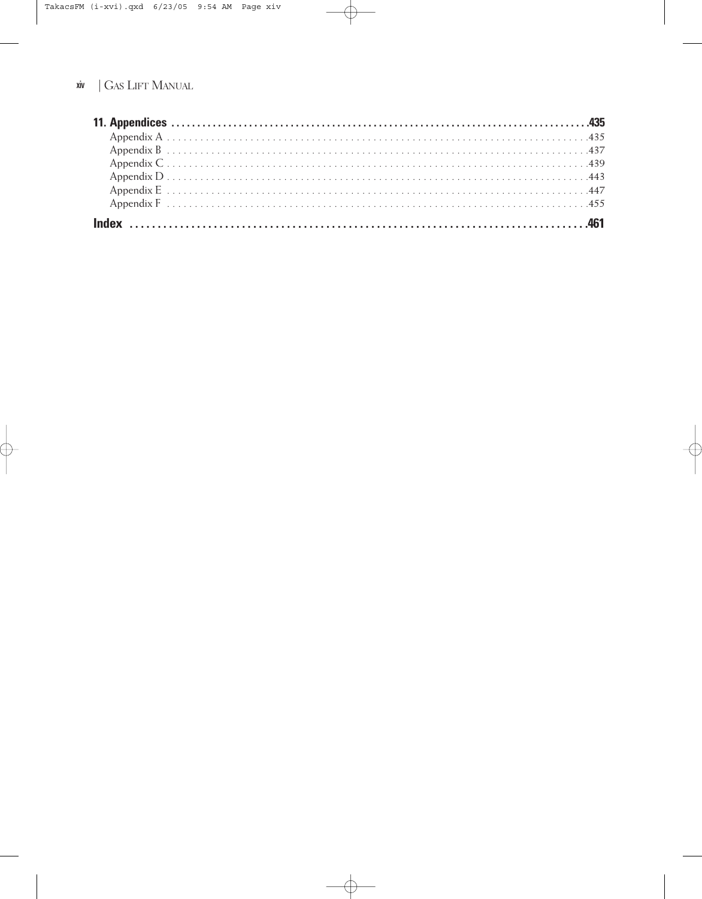**11. Appendices** .... **435**

Appendix A .... 435

Appendix B .... 437

Appendix C .... 439

Appendix D .... 443

Appendix E .... 447

Appendix F .... 455

**Index** .... **461**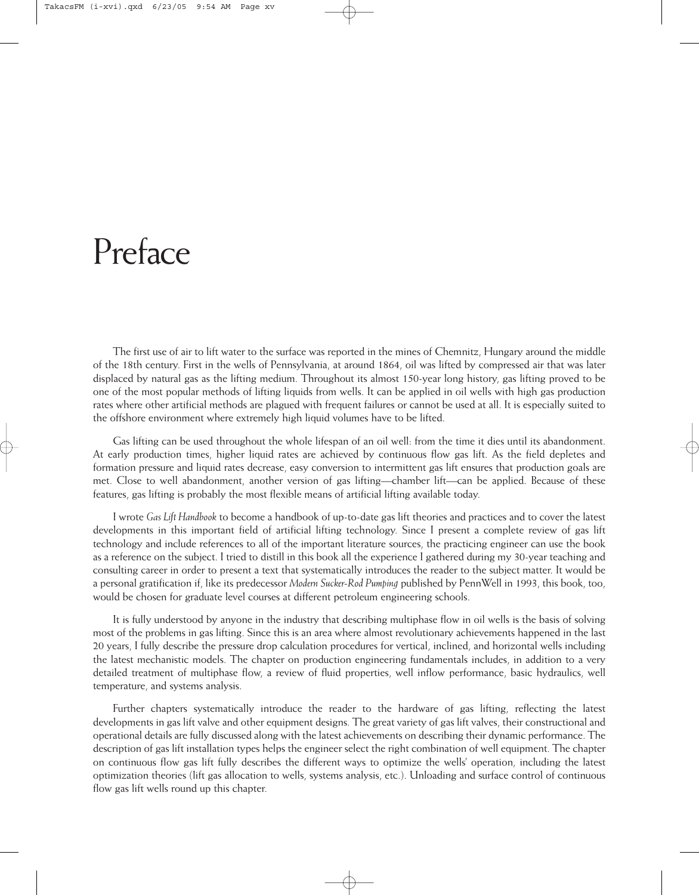# Preface

The first use of air to lift water to the surface was reported in the mines of Chemnitz, Hungary around the middle of the 18th century. First in the wells of Pennsylvania, at around 1864, oil was lifted by compressed air that was later displaced by natural gas as the lifting medium. Throughout its almost 150-year long history, gas lifting proved to be one of the most popular methods of lifting liquids from wells. It can be applied in oil wells with high gas production rates where other artificial methods are plagued with frequent failures or cannot be used at all. It is especially suited to the offshore environment where extremely high liquid volumes have to be lifted.

Gas lifting can be used throughout the whole lifespan of an oil well: from the time it dies until its abandonment. At early production times, higher liquid rates are achieved by continuous flow gas lift. As the field depletes and formation pressure and liquid rates decrease, easy conversion to intermittent gas lift ensures that production goals are met. Close to well abandonment, another version of gas lifting—chamber lift—can be applied. Because of these features, gas lifting is probably the most flexible means of artificial lifting available today.

I wrote *Gas Lift Handbook* to become a handbook of up-to-date gas lift theories and practices and to cover the latest developments in this important field of artificial lifting technology. Since I present a complete review of gas lift technology and include references to all of the important literature sources, the practicing engineer can use the book as a reference on the subject. I tried to distill in this book all the experience I gathered during my 30-year teaching and consulting career in order to present a text that systematically introduces the reader to the subject matter. It would be a personal gratification if, like its predecessor *Modern Sucker-Rod Pumping* published by PennWell in 1993, this book, too, would be chosen for graduate level courses at different petroleum engineering schools.

It is fully understood by anyone in the industry that describing multiphase flow in oil wells is the basis of solving most of the problems in gas lifting. Since this is an area where almost revolutionary achievements happened in the last 20 years, I fully describe the pressure drop calculation procedures for vertical, inclined, and horizontal wells including the latest mechanistic models. The chapter on production engineering fundamentals includes, in addition to a very detailed treatment of multiphase flow, a review of fluid properties, well inflow performance, basic hydraulics, well temperature, and systems analysis.

Further chapters systematically introduce the reader to the hardware of gas lifting, reflecting the latest developments in gas lift valve and other equipment designs. The great variety of gas lift valves, their constructional and operational details are fully discussed along with the latest achievements on describing their dynamic performance. The description of gas lift installation types helps the engineer select the right combination of well equipment. The chapter on continuous flow gas lift fully describes the different ways to optimize the wells' operation, including the latest optimization theories (lift gas allocation to wells, systems analysis, etc.). Unloading and surface control of continuous flow gas lift wells round up this chapter.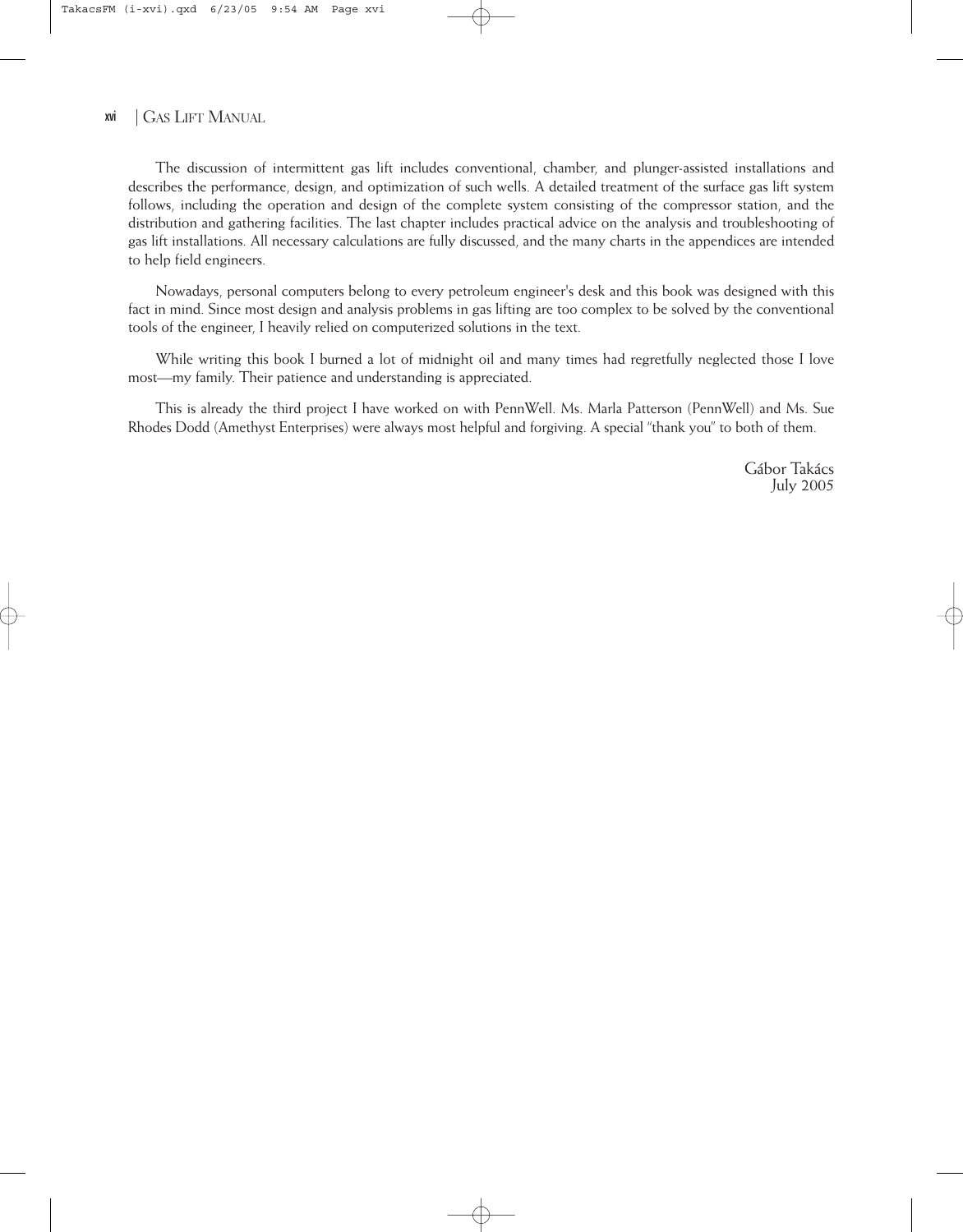The discussion of intermittent gas lift includes conventional, chamber, and plunger-assisted installations and describes the performance, design, and optimization of such wells. A detailed treatment of the surface gas lift system follows, including the operation and design of the complete system consisting of the compressor station, and the distribution and gathering facilities. The last chapter includes practical advice on the analysis and troubleshooting of gas lift installations. All necessary calculations are fully discussed, and the many charts in the appendices are intended to help field engineers.

Nowadays, personal computers belong to every petroleum engineer's desk and this book was designed with this fact in mind. Since most design and analysis problems in gas lifting are too complex to be solved by the conventional tools of the engineer, I heavily relied on computerized solutions in the text.

While writing this book I burned a lot of midnight oil and many times had regretfully neglected those I love most—my family. Their patience and understanding is appreciated.

This is already the third project I have worked on with PennWell. Ms. Marla Patterson (PennWell) and Ms. Sue Rhodes Dodd (Amethyst Enterprises) were always most helpful and forgiving. A special "thank you" to both of them.

Gábor Takács
July 2005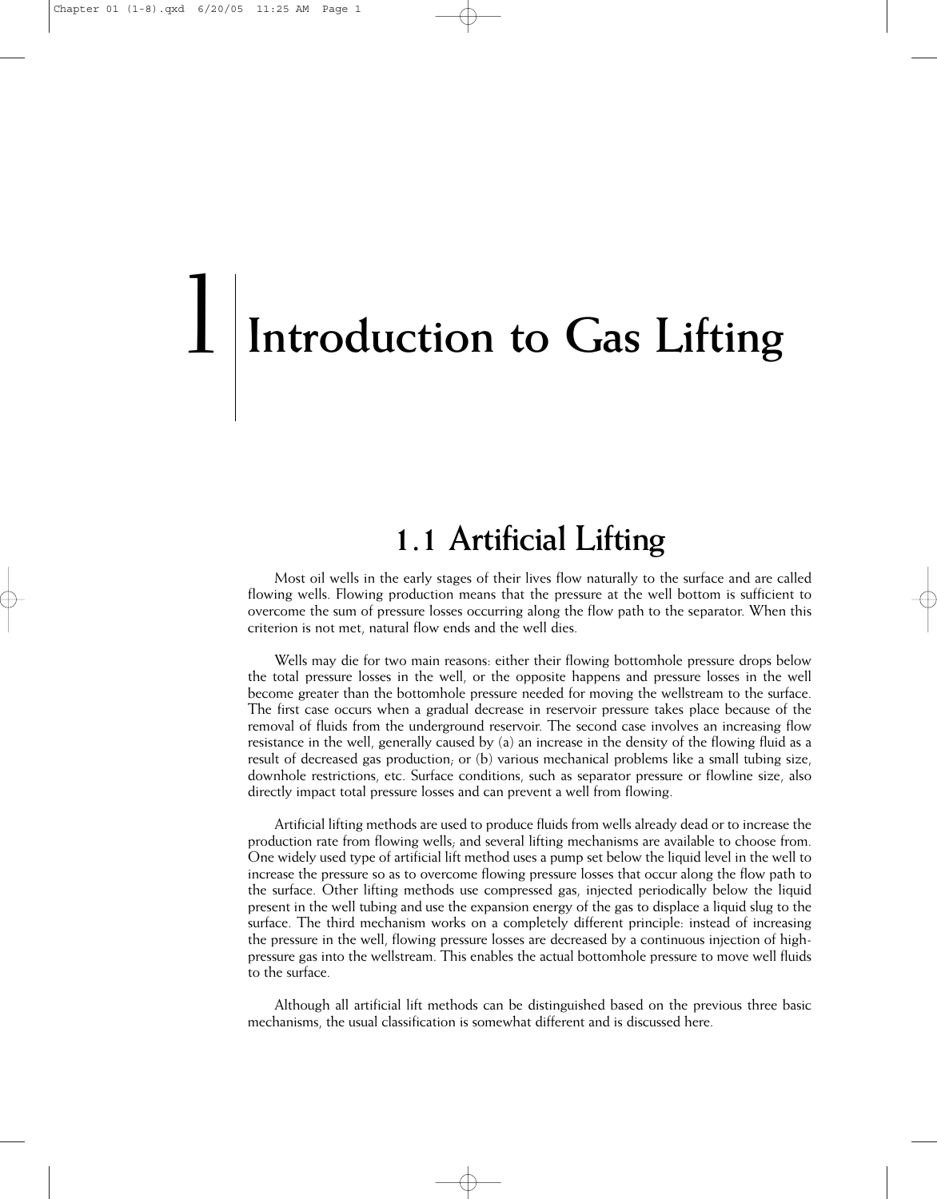# 1 Introduction to Gas Lifting

## 1.1 Artificial Lifting

Most oil wells in the early stages of their lives flow naturally to the surface and are called flowing wells. Flowing production means that the pressure at the well bottom is sufficient to overcome the sum of pressure losses occurring along the flow path to the separator. When this criterion is not met, natural flow ends and the well dies.

Wells may die for two main reasons: either their flowing bottomhole pressure drops below the total pressure losses in the well, or the opposite happens and pressure losses in the well become greater than the bottomhole pressure needed for moving the wellstream to the surface. The first case occurs when a gradual decrease in reservoir pressure takes place because of the removal of fluids from the underground reservoir. The second case involves an increasing flow resistance in the well, generally caused by (a) an increase in the density of the flowing fluid as a result of decreased gas production; or (b) various mechanical problems like a small tubing size, downhole restrictions, etc. Surface conditions, such as separator pressure or flowline size, also directly impact total pressure losses and can prevent a well from flowing.

Artificial lifting methods are used to produce fluids from wells already dead or to increase the production rate from flowing wells; and several lifting mechanisms are available to choose from. One widely used type of artificial lift method uses a pump set below the liquid level in the well to increase the pressure so as to overcome flowing pressure losses that occur along the flow path to the surface. Other lifting methods use compressed gas, injected periodically below the liquid present in the well tubing and use the expansion energy of the gas to displace a liquid slug to the surface. The third mechanism works on a completely different principle: instead of increasing the pressure in the well, flowing pressure losses are decreased by a continuous injection of high-pressure gas into the wellstream. This enables the actual bottomhole pressure to move well fluids to the surface.

Although all artificial lift methods can be distinguished based on the previous three basic mechanisms, the usual classification is somewhat different and is discussed here.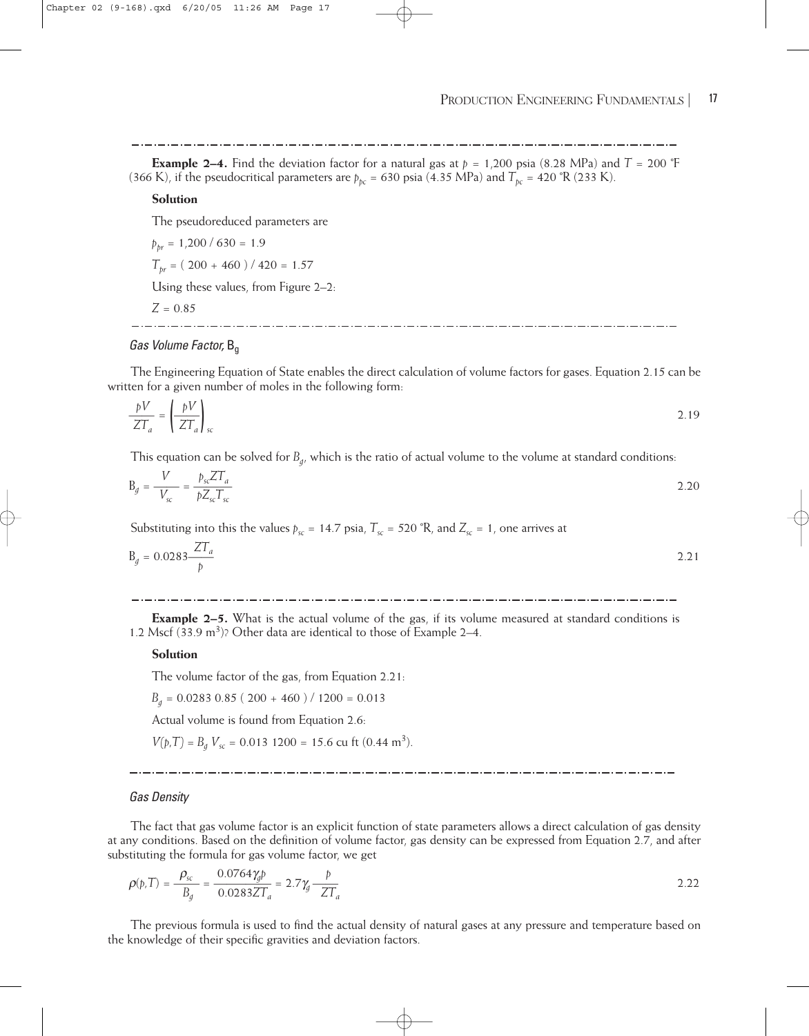**Example 2–4.** Find the deviation factor for a natural gas at $p$ = 1,200 psia (8.28 MPa) and $T$ = 200 °F (366 K), if the pseudocritical parameters are $p_{pc}$ = 630 psia (4.35 MPa) and $T_{pc}$ = 420 °R (233 K).

**Solution**

The pseudoreduced parameters are

$p_{pr}$ = 1,200 / 630 = 1.9

$T_{pr}$ = ( 200 + 460 ) / 420 = 1.57

Using these values, from Figure 2–2:

$Z$ = 0.85

### *Gas Volume Factor,* $B_g$

The Engineering Equation of State enables the direct calculation of volume factors for gases. Equation 2.15 can be written for a given number of moles in the following form:

$$\frac{pV}{ZT_a} = \left(\frac{pV}{ZT_a}\right)_{sc} \tag{2.19}$$

This equation can be solved for $B_g$, which is the ratio of actual volume to the volume at standard conditions:

$$B_g = \frac{V}{V_{sc}} = \frac{p_{sc}ZT_a}{pZ_{sc}T_{sc}} \tag{2.20}$$

Substituting into this the values $p_{sc}$ = 14.7 psia, $T_{sc}$ = 520 °R, and $Z_{sc}$ = 1, one arrives at

$$B_g = 0.0283\frac{ZT_a}{p} \tag{2.21}$$

**Example 2–5.** What is the actual volume of the gas, if its volume measured at standard conditions is 1.2 Mscf (33.9 m$^3$)? Other data are identical to those of Example 2–4.

**Solution**

The volume factor of the gas, from Equation 2.21:

$B_g$ = 0.0283 0.85 ( 200 + 460 ) / 1200 = 0.013

Actual volume is found from Equation 2.6:

$V(p,T) = B_g\, V_{sc}$ = 0.013 1200 = 15.6 cu ft (0.44 m$^3$).

### *Gas Density*

The fact that gas volume factor is an explicit function of state parameters allows a direct calculation of gas density at any conditions. Based on the definition of volume factor, gas density can be expressed from Equation 2.7, and after substituting the formula for gas volume factor, we get

$$\rho(p,T) = \frac{\rho_{sc}}{B_g} = \frac{0.0764\gamma_g p}{0.0283ZT_a} = 2.7\gamma_g\frac{p}{ZT_a} \tag{2.22}$$

The previous formula is used to find the actual density of natural gases at any pressure and temperature based on the knowledge of their specific gravities and deviation factors.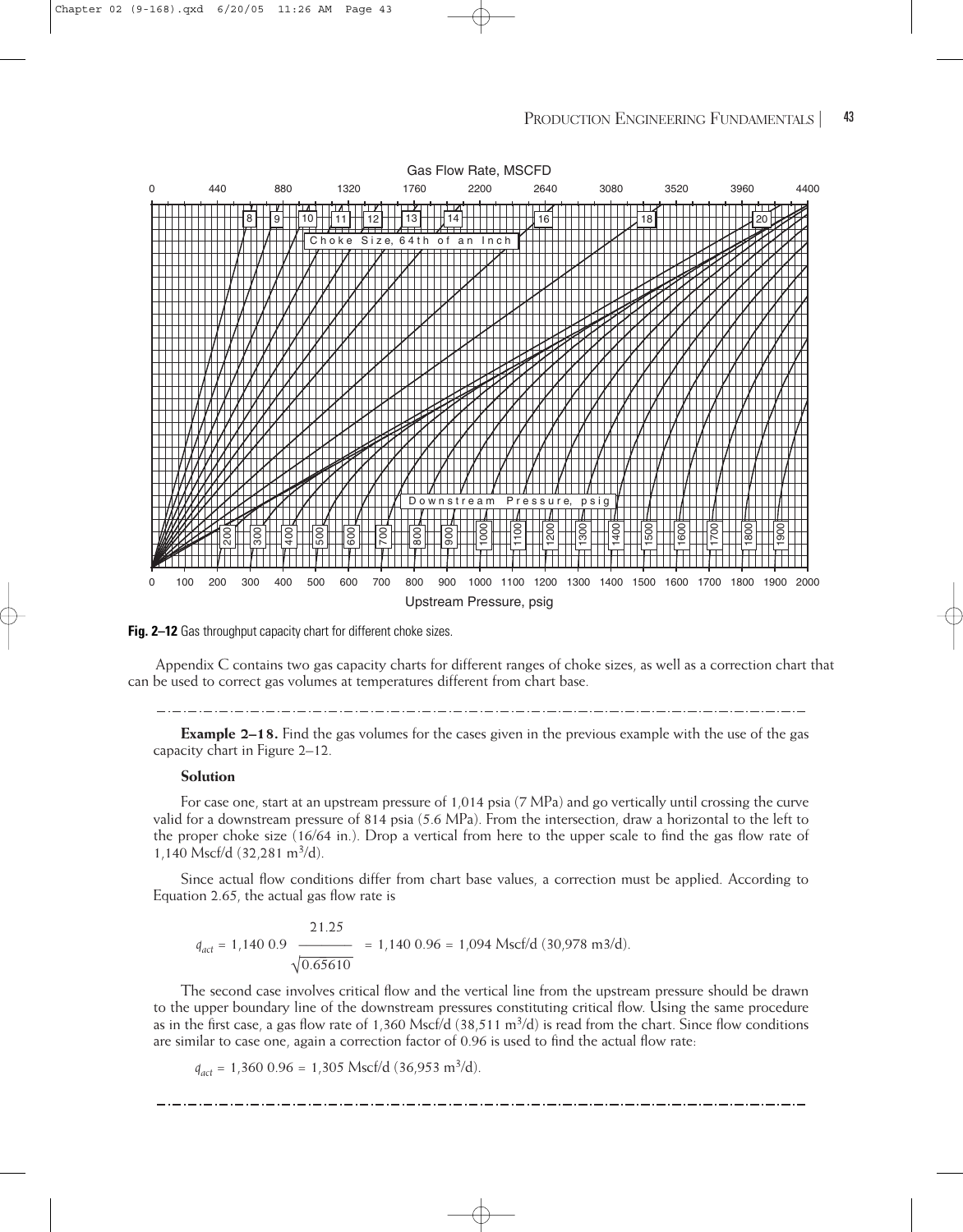Gas Flow Rate, MSCFD

0 440 880 1320 1760 2200 2640 3080 3520 3960 4400

8 9 10 11 12 13 14 16 18 20

Choke Size, 64th of an Inch

Downstream Pressure, psig

200 300 400 500 600 700 800 900 1000 1100 1200 1300 1400 1500 1600 1700 1800 1900

0 100 200 300 400 500 600 700 800 900 1000 1100 1200 1300 1400 1500 1600 1700 1800 1900 2000

Upstream Pressure, psig

**Fig. 2–12** Gas throughput capacity chart for different choke sizes.

Appendix C contains two gas capacity charts for different ranges of choke sizes, as well as a correction chart that can be used to correct gas volumes at temperatures different from chart base.

**Example 2–18.** Find the gas volumes for the cases given in the previous example with the use of the gas capacity chart in Figure 2–12.

**Solution**

For case one, start at an upstream pressure of 1,014 psia (7 MPa) and go vertically until crossing the curve valid for a downstream pressure of 814 psia (5.6 MPa). From the intersection, draw a horizontal to the left to the proper choke size (16/64 in.). Drop a vertical from here to the upper scale to find the gas flow rate of 1,140 Mscf/d (32,281 $m^3$/d).

Since actual flow conditions differ from chart base values, a correction must be applied. According to Equation 2.65, the actual gas flow rate is

$$q_{act} = 1{,}140\ 0.9\ \frac{21.25}{\sqrt{0.65610}} = 1{,}140\ 0.96 = 1{,}094 \text{ Mscf/d } (30{,}978 \text{ m3/d}).$$

The second case involves critical flow and the vertical line from the upstream pressure should be drawn to the upper boundary line of the downstream pressures constituting critical flow. Using the same procedure as in the first case, a gas flow rate of 1,360 Mscf/d (38,511 $m^3$/d) is read from the chart. Since flow conditions are similar to case one, again a correction factor of 0.96 is used to find the actual flow rate:

$$q_{act} = 1{,}360\ 0.96 = 1{,}305 \text{ Mscf/d } (36{,}953 \text{ m}^3\text{/d}).$$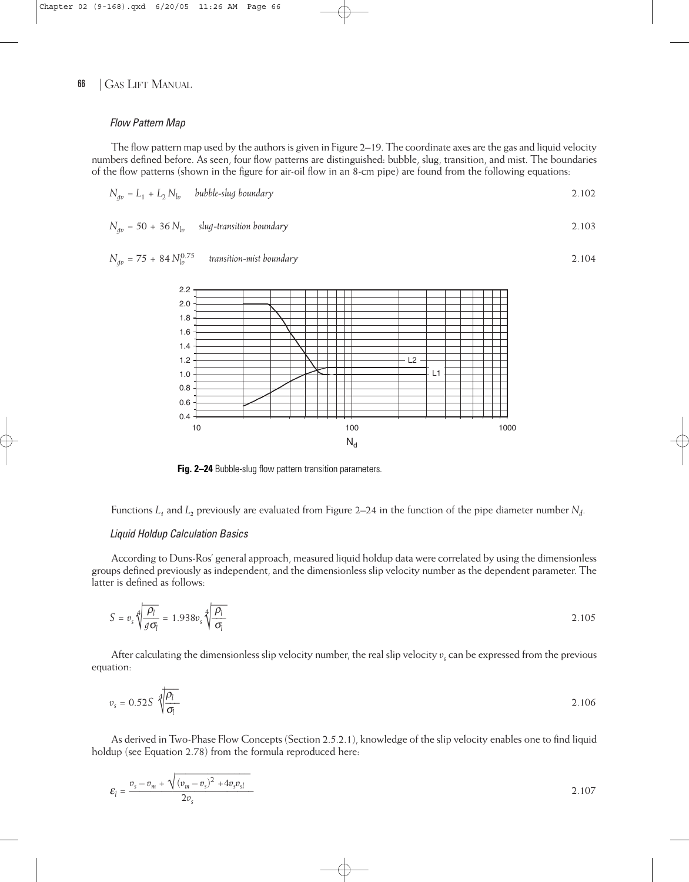### *Flow Pattern Map*

The flow pattern map used by the authors is given in Figure 2–19. The coordinate axes are the gas and liquid velocity numbers defined before. As seen, four flow patterns are distinguished: bubble, slug, transition, and mist. The boundaries of the flow patterns (shown in the figure for air-oil flow in an 8-cm pipe) are found from the following equations:

$$N_{gv} = L_1 + L_2 N_{lv} \quad \textit{bubble-slug boundary} \tag{2.102}$$

$$N_{gv} = 50 + 36 N_{lv} \quad \textit{slug-transition boundary} \tag{2.103}$$

$$N_{gv} = 75 + 84 N_{lv}^{0.75} \quad \textit{transition-mist boundary} \tag{2.104}$$

2.2
2.0
1.8
1.6
1.4
1.2
1.0
0.8
0.6
0.4
10
100
1000
$N_d$
L2
L1

**Fig. 2–24** Bubble-slug flow pattern transition parameters.

Functions $L_1$ and $L_2$ previously are evaluated from Figure 2–24 in the function of the pipe diameter number $N_d$.

### *Liquid Holdup Calculation Basics*

According to Duns-Ros' general approach, measured liquid holdup data were correlated by using the dimensionless groups defined previously as independent, and the dimensionless slip velocity number as the dependent parameter. The latter is defined as follows:

$$S = v_s \sqrt[4]{\frac{\rho_l}{g\sigma_l}} = 1.938 v_s \sqrt[4]{\frac{\rho_l}{\sigma_l}} \tag{2.105}$$

After calculating the dimensionless slip velocity number, the real slip velocity $v_s$ can be expressed from the previous equation:

$$v_s = 0.52 S \sqrt[4]{\frac{\rho_l}{\sigma_l}} \tag{2.106}$$

As derived in Two-Phase Flow Concepts (Section 2.5.2.1), knowledge of the slip velocity enables one to find liquid holdup (see Equation 2.78) from the formula reproduced here:

$$\varepsilon_l = \frac{v_s - v_m + \sqrt{(v_m - v_s)^2 + 4 v_s v_{sl}}}{2 v_s} \tag{2.107}$$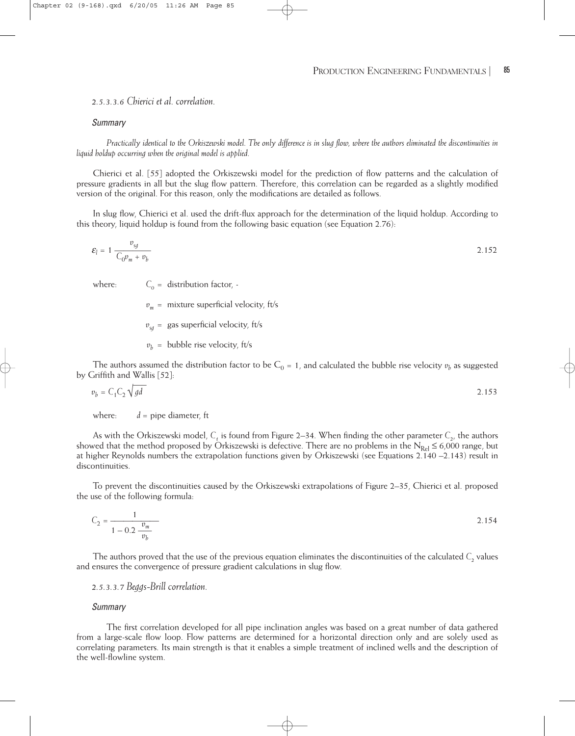*2.5.3.3.6 Chierici et al. correlation.*

*Summary*

*Practically identical to the Orkiszewski model. The only difference is in slug flow, where the authors eliminated the discontinuities in liquid holdup occurring when the original model is applied.*

Chierici et al. [55] adopted the Orkiszewski model for the prediction of flow patterns and the calculation of pressure gradients in all but the slug flow pattern. Therefore, this correlation can be regarded as a slightly modified version of the original. For this reason, only the modifications are detailed as follows.

In slug flow, Chierici et al. used the drift-flux approach for the determination of the liquid holdup. According to this theory, liquid holdup is found from the following basic equation (see Equation 2.76):

$$\varepsilon_l = 1 \frac{v_{sg}}{C_0 v_m + v_b} \qquad 2.152$$

where: $C_0$ = distribution factor, -

$v_m$ = mixture superficial velocity, ft/s

$v_{sg}$ = gas superficial velocity, ft/s

$v_b$ = bubble rise velocity, ft/s

The authors assumed the distribution factor to be $C_0 = 1$, and calculated the bubble rise velocity $v_b$ as suggested by Griffith and Wallis [52]:

$$v_b = C_1 C_2 \sqrt{gd} \qquad 2.153$$

where: $d$ = pipe diameter, ft

As with the Orkiszewski model, $C_1$ is found from Figure 2–34. When finding the other parameter $C_2$, the authors showed that the method proposed by Orkiszewski is defective. There are no problems in the $N_{Rel} \leq 6{,}000$ range, but at higher Reynolds numbers the extrapolation functions given by Orkiszewski (see Equations 2.140 –2.143) result in discontinuities.

To prevent the discontinuities caused by the Orkiszewski extrapolations of Figure 2–35, Chierici et al. proposed the use of the following formula:

$$C_2 = \frac{1}{1 - 0.2 \dfrac{v_m}{v_b}} \qquad 2.154$$

The authors proved that the use of the previous equation eliminates the discontinuities of the calculated $C_2$ values and ensures the convergence of pressure gradient calculations in slug flow.

*2.5.3.3.7 Beggs-Brill correlation.*

*Summary*

The first correlation developed for all pipe inclination angles was based on a great number of data gathered from a large-scale flow loop. Flow patterns are determined for a horizontal direction only and are solely used as correlating parameters. Its main strength is that it enables a simple treatment of inclined wells and the description of the well-flowline system.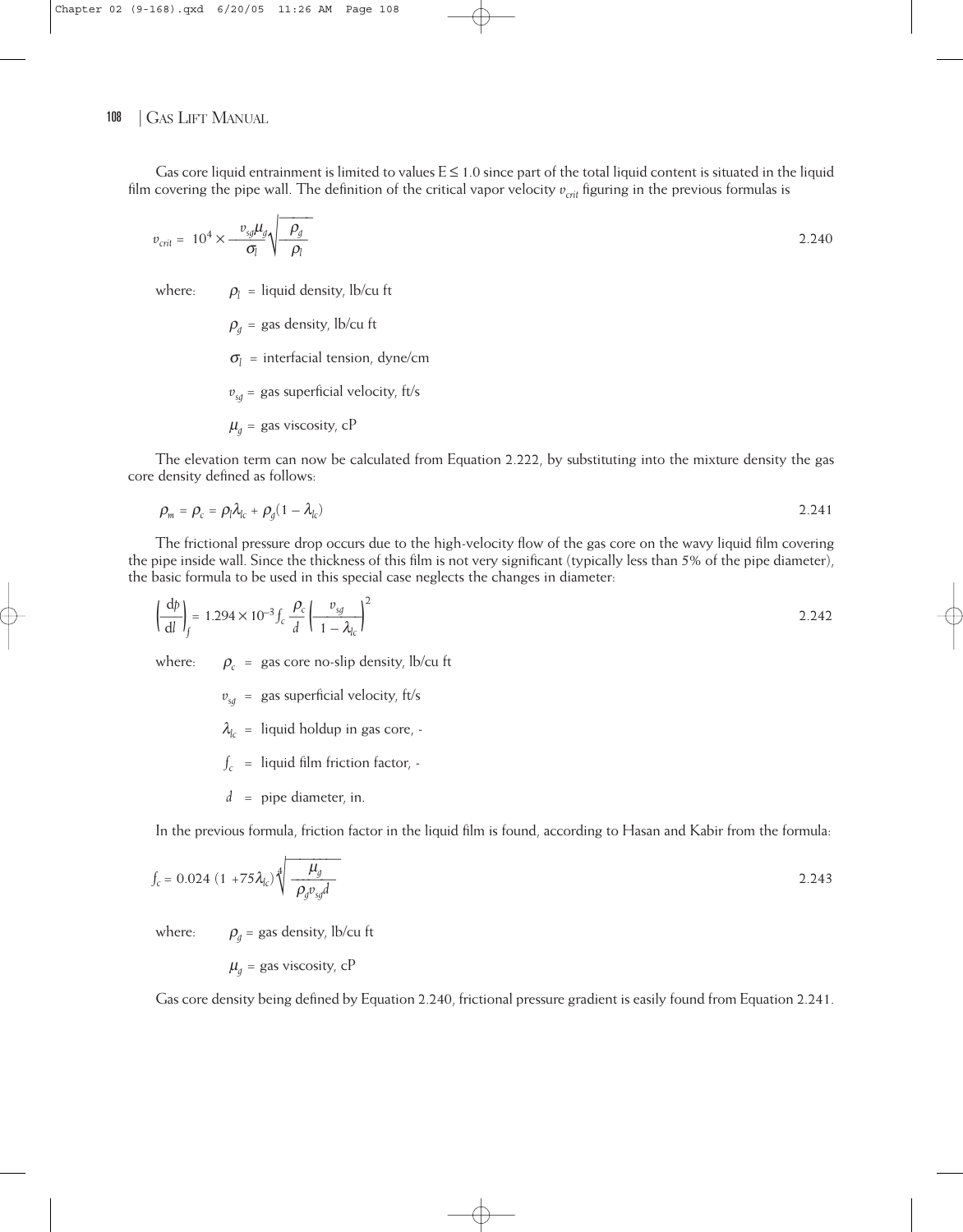Gas core liquid entrainment is limited to values $E \leq 1.0$ since part of the total liquid content is situated in the liquid film covering the pipe wall. The definition of the critical vapor velocity $v_{crit}$ figuring in the previous formulas is

$$v_{crit} = 10^4 \times \frac{v_{sg}\mu_g}{\sigma_l}\sqrt{\frac{\rho_g}{\rho_l}} \qquad 2.240$$

where:
- $\rho_l$ = liquid density, lb/cu ft
- $\rho_g$ = gas density, lb/cu ft
- $\sigma_l$ = interfacial tension, dyne/cm
- $v_{sg}$ = gas superficial velocity, ft/s
- $\mu_g$ = gas viscosity, cP

The elevation term can now be calculated from Equation 2.222, by substituting into the mixture density the gas core density defined as follows:

$$\rho_m = \rho_c = \rho_l\lambda_{lc} + \rho_g(1 - \lambda_{lc}) \qquad 2.241$$

The frictional pressure drop occurs due to the high-velocity flow of the gas core on the wavy liquid film covering the pipe inside wall. Since the thickness of this film is not very significant (typically less than 5% of the pipe diameter), the basic formula to be used in this special case neglects the changes in diameter:

$$\left(\frac{dp}{dl}\right)_f = 1.294 \times 10^{-3} f_c \frac{\rho_c}{d}\left(\frac{v_{sg}}{1 - \lambda_{lc}}\right)^2 \qquad 2.242$$

where:
- $\rho_c$ = gas core no-slip density, lb/cu ft
- $v_{sg}$ = gas superficial velocity, ft/s
- $\lambda_{lc}$ = liquid holdup in gas core, -
- $f_c$ = liquid film friction factor, -
- $d$ = pipe diameter, in.

In the previous formula, friction factor in the liquid film is found, according to Hasan and Kabir from the formula:

$$f_c = 0.024\,(1 + 75\lambda_{lc})\sqrt[4]{\frac{\mu_g}{\rho_g v_{sg} d}} \qquad 2.243$$

where:
- $\rho_g$ = gas density, lb/cu ft
- $\mu_g$ = gas viscosity, cP

Gas core density being defined by Equation 2.240, frictional pressure gradient is easily found from Equation 2.241.